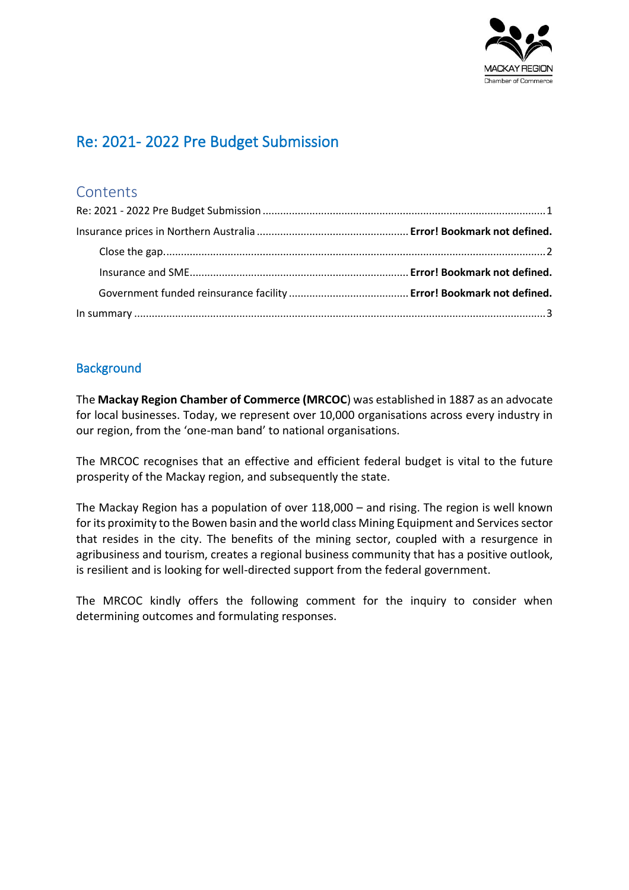MACKAY REGION
Chamber of Commerce

# Re: 2021- 2022 Pre Budget Submission

## Contents

Re: 2021 - 2022 Pre Budget Submission ........................................ 1

Insurance prices in Northern Australia ........................................ **Error! Bookmark not defined.**

Close the gap. ........................................ 2

Insurance and SME. ........................................ **Error! Bookmark not defined.**

Government funded reinsurance facility ........................................ **Error! Bookmark not defined.**

In summary ........................................ 3

## Background

The **Mackay Region Chamber of Commerce (MRCOC**) was established in 1887 as an advocate for local businesses. Today, we represent over 10,000 organisations across every industry in our region, from the 'one-man band' to national organisations.

The MRCOC recognises that an effective and efficient federal budget is vital to the future prosperity of the Mackay region, and subsequently the state.

The Mackay Region has a population of over 118,000 – and rising. The region is well known for its proximity to the Bowen basin and the world class Mining Equipment and Services sector that resides in the city. The benefits of the mining sector, coupled with a resurgence in agribusiness and tourism, creates a regional business community that has a positive outlook, is resilient and is looking for well-directed support from the federal government.

The MRCOC kindly offers the following comment for the inquiry to consider when determining outcomes and formulating responses.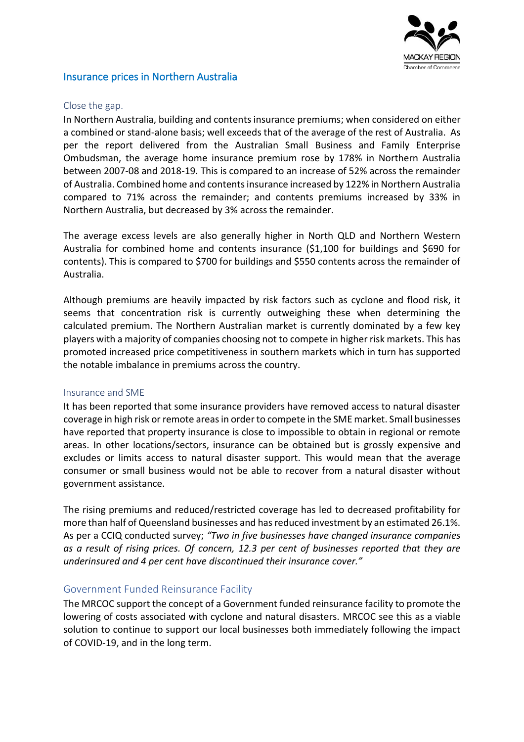## Insurance prices in Northern Australia

### Close the gap.

In Northern Australia, building and contents insurance premiums; when considered on either a combined or stand-alone basis; well exceeds that of the average of the rest of Australia. As per the report delivered from the Australian Small Business and Family Enterprise Ombudsman, the average home insurance premium rose by 178% in Northern Australia between 2007-08 and 2018-19. This is compared to an increase of 52% across the remainder of Australia. Combined home and contents insurance increased by 122% in Northern Australia compared to 71% across the remainder; and contents premiums increased by 33% in Northern Australia, but decreased by 3% across the remainder.

The average excess levels are also generally higher in North QLD and Northern Western Australia for combined home and contents insurance ($1,100 for buildings and $690 for contents). This is compared to $700 for buildings and $550 contents across the remainder of Australia.

Although premiums are heavily impacted by risk factors such as cyclone and flood risk, it seems that concentration risk is currently outweighing these when determining the calculated premium. The Northern Australian market is currently dominated by a few key players with a majority of companies choosing not to compete in higher risk markets. This has promoted increased price competitiveness in southern markets which in turn has supported the notable imbalance in premiums across the country.

### Insurance and SME

It has been reported that some insurance providers have removed access to natural disaster coverage in high risk or remote areas in order to compete in the SME market. Small businesses have reported that property insurance is close to impossible to obtain in regional or remote areas. In other locations/sectors, insurance can be obtained but is grossly expensive and excludes or limits access to natural disaster support. This would mean that the average consumer or small business would not be able to recover from a natural disaster without government assistance.

The rising premiums and reduced/restricted coverage has led to decreased profitability for more than half of Queensland businesses and has reduced investment by an estimated 26.1%. As per a CCIQ conducted survey; *"Two in five businesses have changed insurance companies as a result of rising prices. Of concern, 12.3 per cent of businesses reported that they are underinsured and 4 per cent have discontinued their insurance cover."*

### Government Funded Reinsurance Facility

The MRCOC support the concept of a Government funded reinsurance facility to promote the lowering of costs associated with cyclone and natural disasters. MRCOC see this as a viable solution to continue to support our local businesses both immediately following the impact of COVID-19, and in the long term.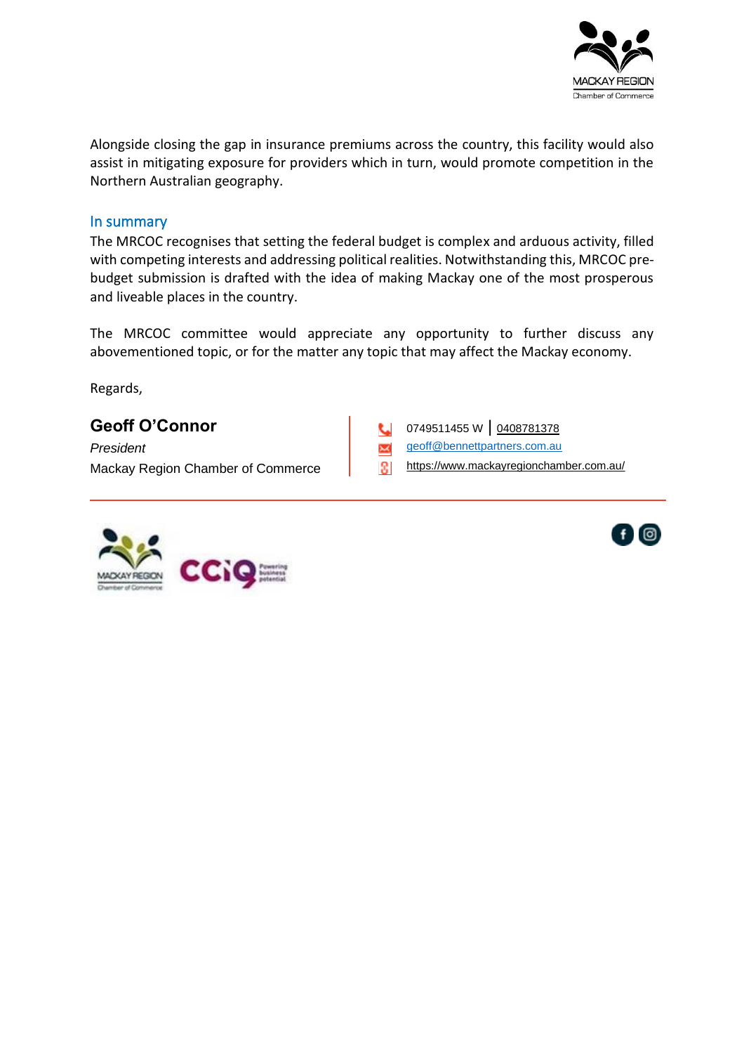Alongside closing the gap in insurance premiums across the country, this facility would also assist in mitigating exposure for providers which in turn, would promote competition in the Northern Australian geography.

## In summary

The MRCOC recognises that setting the federal budget is complex and arduous activity, filled with competing interests and addressing political realities. Notwithstanding this, MRCOC pre-budget submission is drafted with the idea of making Mackay one of the most prosperous and liveable places in the country.

The MRCOC committee would appreciate any opportunity to further discuss any abovementioned topic, or for the matter any topic that may affect the Mackay economy.

Regards,

**Geoff O'Connor**

*President*

Mackay Region Chamber of Commerce

0749511455 W | 0408781378

geoff@bennettpartners.com.au

https://www.mackayregionchamber.com.au/